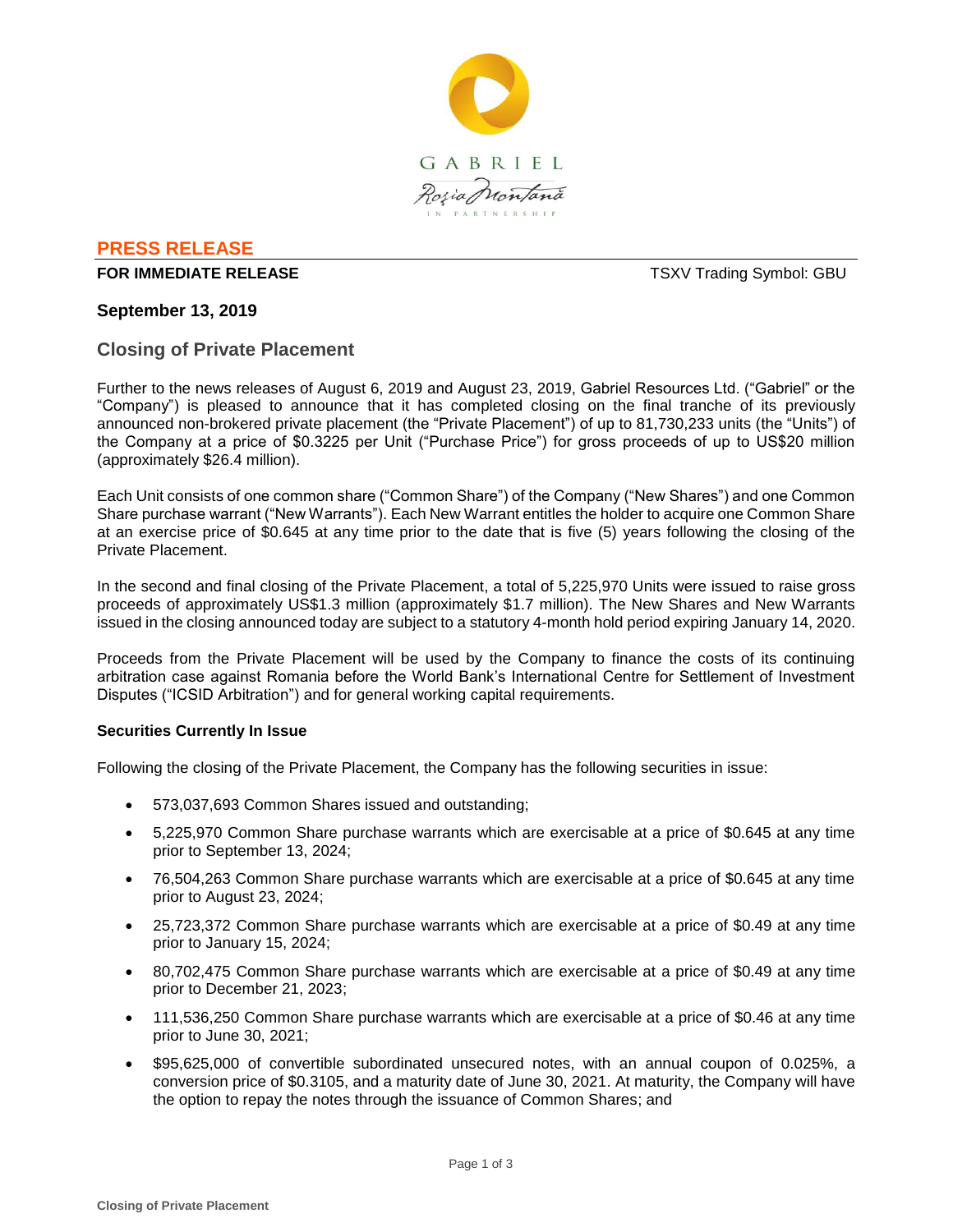GABRIEL

Roşia Montană

IN PARTNERSHIP

## PRESS RELEASE

**FOR IMMEDIATE RELEASE** TSXV Trading Symbol: GBU

**September 13, 2019**

# Closing of Private Placement

Further to the news releases of August 6, 2019 and August 23, 2019, Gabriel Resources Ltd. ("Gabriel" or the "Company") is pleased to announce that it has completed closing on the final tranche of its previously announced non-brokered private placement (the "Private Placement") of up to 81,730,233 units (the "Units") of the Company at a price of $0.3225 per Unit ("Purchase Price") for gross proceeds of up to US$20 million (approximately $26.4 million).

Each Unit consists of one common share ("Common Share") of the Company ("New Shares") and one Common Share purchase warrant ("New Warrants"). Each New Warrant entitles the holder to acquire one Common Share at an exercise price of $0.645 at any time prior to the date that is five (5) years following the closing of the Private Placement.

In the second and final closing of the Private Placement, a total of 5,225,970 Units were issued to raise gross proceeds of approximately US$1.3 million (approximately $1.7 million). The New Shares and New Warrants issued in the closing announced today are subject to a statutory 4-month hold period expiring January 14, 2020.

Proceeds from the Private Placement will be used by the Company to finance the costs of its continuing arbitration case against Romania before the World Bank's International Centre for Settlement of Investment Disputes ("ICSID Arbitration") and for general working capital requirements.

**Securities Currently In Issue**

Following the closing of the Private Placement, the Company has the following securities in issue:

- 573,037,693 Common Shares issued and outstanding;
- 5,225,970 Common Share purchase warrants which are exercisable at a price of $0.645 at any time prior to September 13, 2024;
- 76,504,263 Common Share purchase warrants which are exercisable at a price of $0.645 at any time prior to August 23, 2024;
- 25,723,372 Common Share purchase warrants which are exercisable at a price of $0.49 at any time prior to January 15, 2024;
- 80,702,475 Common Share purchase warrants which are exercisable at a price of $0.49 at any time prior to December 21, 2023;
- 111,536,250 Common Share purchase warrants which are exercisable at a price of $0.46 at any time prior to June 30, 2021;
- $95,625,000 of convertible subordinated unsecured notes, with an annual coupon of 0.025%, a conversion price of $0.3105, and a maturity date of June 30, 2021. At maturity, the Company will have the option to repay the notes through the issuance of Common Shares; and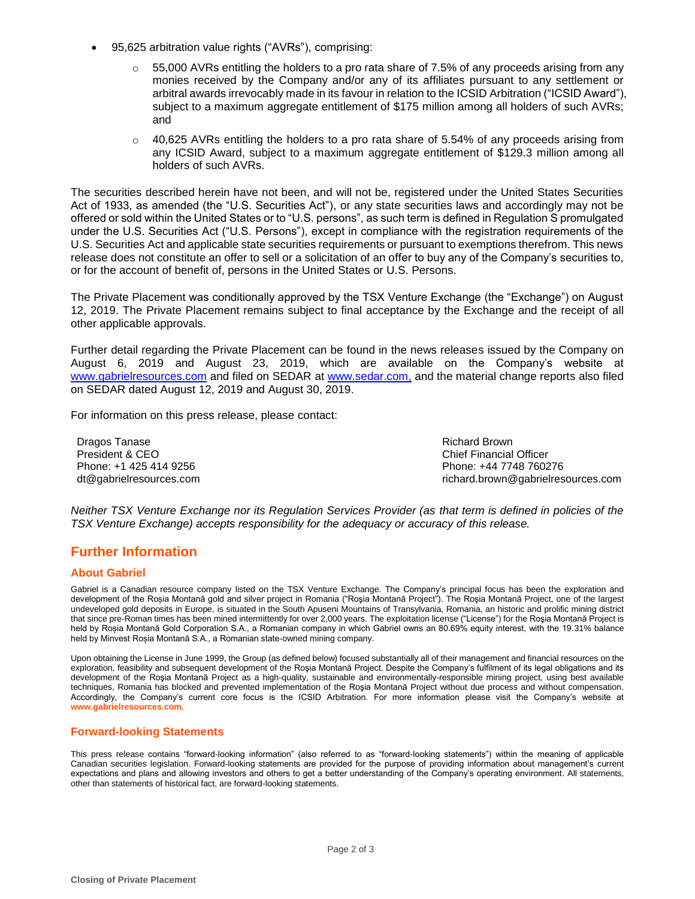- 95,625 arbitration value rights ("AVRs"), comprising:
  - 55,000 AVRs entitling the holders to a pro rata share of 7.5% of any proceeds arising from any monies received by the Company and/or any of its affiliates pursuant to any settlement or arbitral awards irrevocably made in its favour in relation to the ICSID Arbitration ("ICSID Award"), subject to a maximum aggregate entitlement of $175 million among all holders of such AVRs; and
  - 40,625 AVRs entitling the holders to a pro rata share of 5.54% of any proceeds arising from any ICSID Award, subject to a maximum aggregate entitlement of $129.3 million among all holders of such AVRs.

The securities described herein have not been, and will not be, registered under the United States Securities Act of 1933, as amended (the "U.S. Securities Act"), or any state securities laws and accordingly may not be offered or sold within the United States or to "U.S. persons", as such term is defined in Regulation S promulgated under the U.S. Securities Act ("U.S. Persons"), except in compliance with the registration requirements of the U.S. Securities Act and applicable state securities requirements or pursuant to exemptions therefrom. This news release does not constitute an offer to sell or a solicitation of an offer to buy any of the Company's securities to, or for the account of benefit of, persons in the United States or U.S. Persons.

The Private Placement was conditionally approved by the TSX Venture Exchange (the "Exchange") on August 12, 2019. The Private Placement remains subject to final acceptance by the Exchange and the receipt of all other applicable approvals.

Further detail regarding the Private Placement can be found in the news releases issued by the Company on August 6, 2019 and August 23, 2019, which are available on the Company's website at www.gabrielresources.com and filed on SEDAR at www.sedar.com, and the material change reports also filed on SEDAR dated August 12, 2019 and August 30, 2019.

For information on this press release, please contact:

Dragos Tanase
President & CEO
Phone: +1 425 414 9256
dt@gabrielresources.com

Richard Brown
Chief Financial Officer
Phone: +44 7748 760276
richard.brown@gabrielresources.com

*Neither TSX Venture Exchange nor its Regulation Services Provider (as that term is defined in policies of the TSX Venture Exchange) accepts responsibility for the adequacy or accuracy of this release.*

## Further Information

### About Gabriel

Gabriel is a Canadian resource company listed on the TSX Venture Exchange. The Company's principal focus has been the exploration and development of the Roșia Montană gold and silver project in Romania ("Roşia Montană Project"). The Roşia Montană Project, one of the largest undeveloped gold deposits in Europe, is situated in the South Apuseni Mountains of Transylvania, Romania, an historic and prolific mining district that since pre-Roman times has been mined intermittently for over 2,000 years. The exploitation license ("License") for the Roşia Montană Project is held by Roșia Montană Gold Corporation S.A., a Romanian company in which Gabriel owns an 80.69% equity interest, with the 19.31% balance held by Minvest Roșia Montană S.A., a Romanian state-owned mining company.

Upon obtaining the License in June 1999, the Group (as defined below) focused substantially all of their management and financial resources on the exploration, feasibility and subsequent development of the Roşia Montană Project. Despite the Company's fulfilment of its legal obligations and its development of the Roşia Montană Project as a high-quality, sustainable and environmentally-responsible mining project, using best available techniques, Romania has blocked and prevented implementation of the Roşia Montană Project without due process and without compensation. Accordingly, the Company's current core focus is the ICSID Arbitration. For more information please visit the Company's website at **www.gabrielresources.com**.

### Forward-looking Statements

This press release contains "forward-looking information" (also referred to as "forward-looking statements") within the meaning of applicable Canadian securities legislation. Forward-looking statements are provided for the purpose of providing information about management's current expectations and plans and allowing investors and others to get a better understanding of the Company's operating environment. All statements, other than statements of historical fact, are forward-looking statements.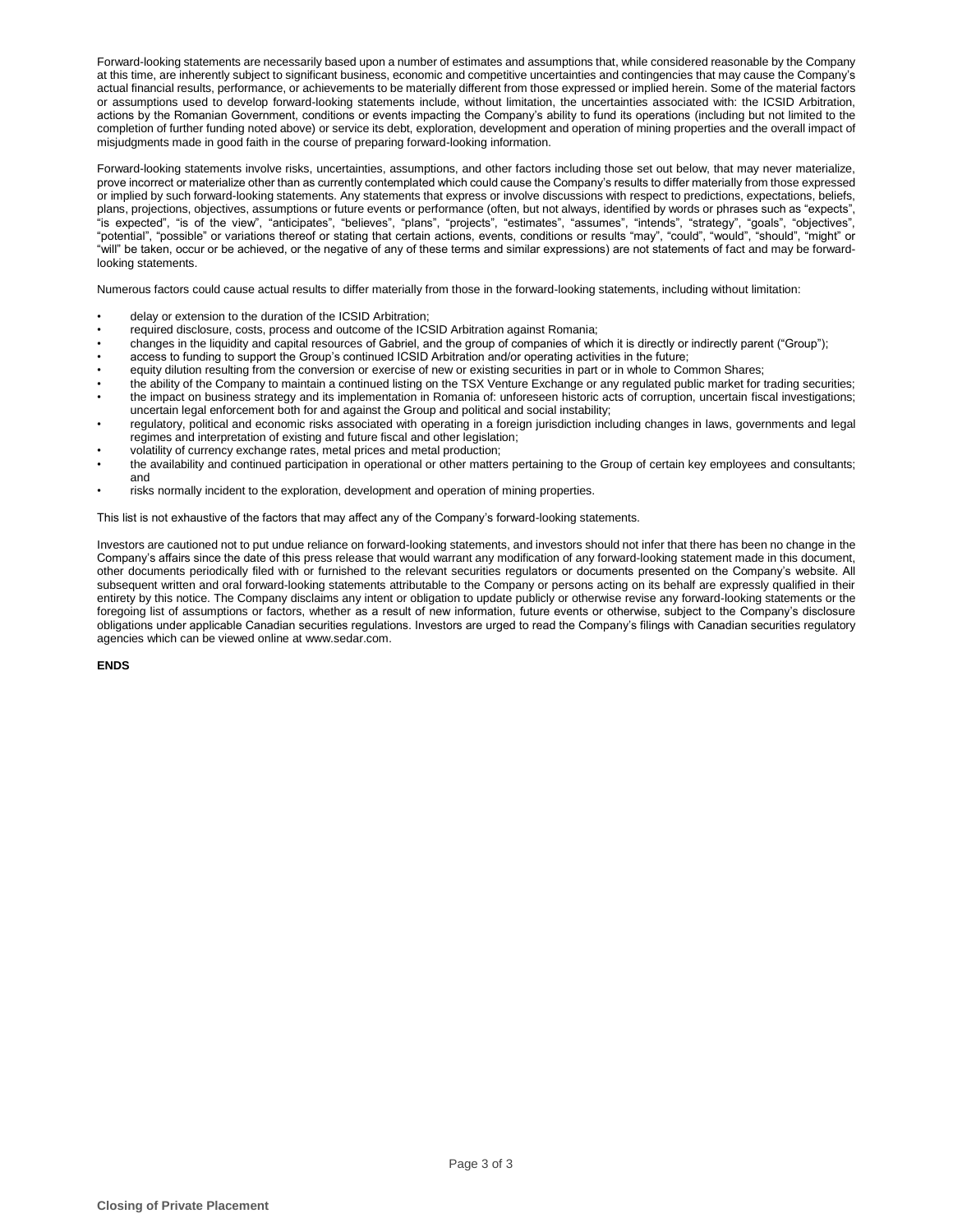Forward-looking statements are necessarily based upon a number of estimates and assumptions that, while considered reasonable by the Company at this time, are inherently subject to significant business, economic and competitive uncertainties and contingencies that may cause the Company's actual financial results, performance, or achievements to be materially different from those expressed or implied herein. Some of the material factors or assumptions used to develop forward-looking statements include, without limitation, the uncertainties associated with: the ICSID Arbitration, actions by the Romanian Government, conditions or events impacting the Company's ability to fund its operations (including but not limited to the completion of further funding noted above) or service its debt, exploration, development and operation of mining properties and the overall impact of misjudgments made in good faith in the course of preparing forward-looking information.

Forward-looking statements involve risks, uncertainties, assumptions, and other factors including those set out below, that may never materialize, prove incorrect or materialize other than as currently contemplated which could cause the Company's results to differ materially from those expressed or implied by such forward-looking statements. Any statements that express or involve discussions with respect to predictions, expectations, beliefs, plans, projections, objectives, assumptions or future events or performance (often, but not always, identified by words or phrases such as "expects", "is expected", "is of the view", "anticipates", "believes", "plans", "projects", "estimates", "assumes", "intends", "strategy", "goals", "objectives", "potential", "possible" or variations thereof or stating that certain actions, events, conditions or results "may", "could", "would", "should", "might" or "will" be taken, occur or be achieved, or the negative of any of these terms and similar expressions) are not statements of fact and may be forward-looking statements.

Numerous factors could cause actual results to differ materially from those in the forward-looking statements, including without limitation:

- delay or extension to the duration of the ICSID Arbitration;
- required disclosure, costs, process and outcome of the ICSID Arbitration against Romania;
- changes in the liquidity and capital resources of Gabriel, and the group of companies of which it is directly or indirectly parent ("Group");
- access to funding to support the Group's continued ICSID Arbitration and/or operating activities in the future;
- equity dilution resulting from the conversion or exercise of new or existing securities in part or in whole to Common Shares;
- the ability of the Company to maintain a continued listing on the TSX Venture Exchange or any regulated public market for trading securities;
- the impact on business strategy and its implementation in Romania of: unforeseen historic acts of corruption, uncertain fiscal investigations; uncertain legal enforcement both for and against the Group and political and social instability;
- regulatory, political and economic risks associated with operating in a foreign jurisdiction including changes in laws, governments and legal regimes and interpretation of existing and future fiscal and other legislation;
- volatility of currency exchange rates, metal prices and metal production;
- the availability and continued participation in operational or other matters pertaining to the Group of certain key employees and consultants; and
- risks normally incident to the exploration, development and operation of mining properties.

This list is not exhaustive of the factors that may affect any of the Company's forward-looking statements.

Investors are cautioned not to put undue reliance on forward-looking statements, and investors should not infer that there has been no change in the Company's affairs since the date of this press release that would warrant any modification of any forward-looking statement made in this document, other documents periodically filed with or furnished to the relevant securities regulators or documents presented on the Company's website. All subsequent written and oral forward-looking statements attributable to the Company or persons acting on its behalf are expressly qualified in their entirety by this notice. The Company disclaims any intent or obligation to update publicly or otherwise revise any forward-looking statements or the foregoing list of assumptions or factors, whether as a result of new information, future events or otherwise, subject to the Company's disclosure obligations under applicable Canadian securities regulations. Investors are urged to read the Company's filings with Canadian securities regulatory agencies which can be viewed online at www.sedar.com.

**ENDS**